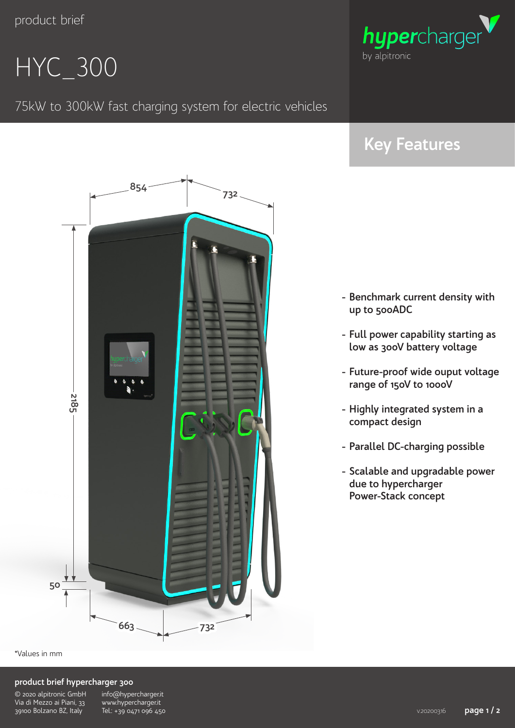product brief

# HYC_300

75kW to 300kW fast charging system for electric vehicles

hypercharger by alpitronic

## Key Features

- Benchmark current density with up to 500ADC
- Full power capability starting as low as 300V battery voltage
- Future-proof wide ouput voltage range of 150V to 1000V
- Highly integrated system in a compact design
- Parallel DC-charging possible
- Scalable and upgradable power due to hypercharger Power-Stack concept

854 732 2185 50 663 732

*Values in mm

**product brief hypercharger 300**

© 2020 alpitronic GmbH
Via di Mezzo ai Piani, 33
39100 Bolzano BZ, Italy

info@hypercharger.it
www.hypercharger.it
Tel.: +39 0471 096 450

v.20200316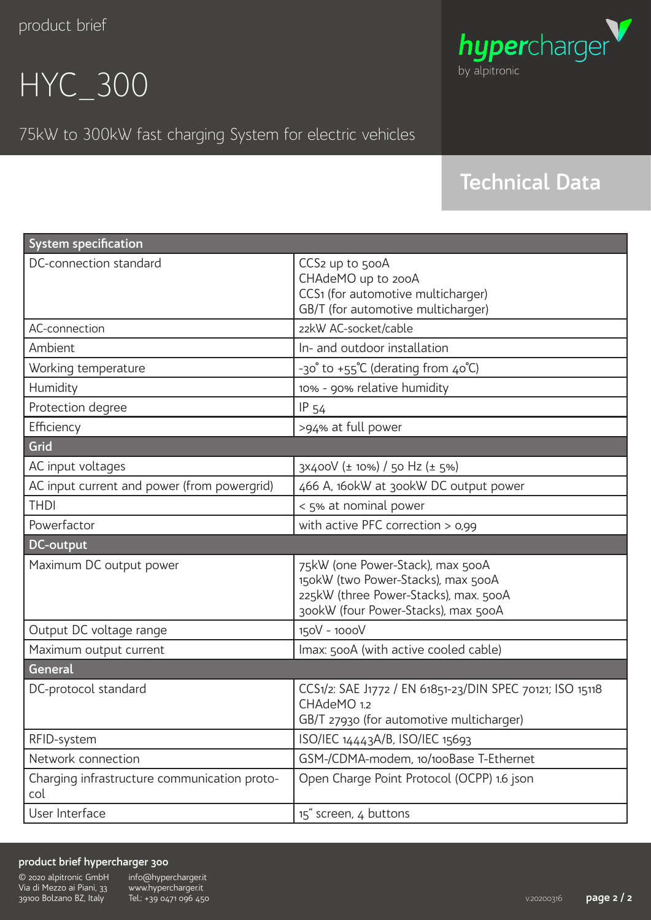product brief

# HYC_300

75kW to 300kW fast charging System for electric vehicles

hypercharger by alpitronic

## Technical Data

| System specification | |
|---|---|
| DC-connection standard | CCS2 up to 500A<br>CHAdeMO up to 200A<br>CCS1 (for automotive multicharger)<br>GB/T (for automotive multicharger) |
| AC-connection | 22kW AC-socket/cable |
| Ambient | In- and outdoor installation |
| Working temperature | -30° to +55°C (derating from 40°C) |
| Humidity | 10% - 90% relative humidity |
| Protection degree | IP 54 |
| Efficiency | >94% at full power |
| **Grid** | |
| AC input voltages | 3x400V (± 10%) / 50 Hz (± 5%) |
| AC input current and power (from powergrid) | 466 A, 160kW at 300kW DC output power |
| THDI | < 5% at nominal power |
| Powerfactor | with active PFC correction > 0,99 |
| **DC-output** | |
| Maximum DC output power | 75kW (one Power-Stack), max 500A<br>150kW (two Power-Stacks), max 500A<br>225kW (three Power-Stacks), max. 500A<br>300kW (four Power-Stacks), max 500A |
| Output DC voltage range | 150V - 1000V |
| Maximum output current | Imax: 500A (with active cooled cable) |
| **General** | |
| DC-protocol standard | CCS1/2: SAE J1772 / EN 61851-23/DIN SPEC 70121; ISO 15118<br>CHAdeMO 1.2<br>GB/T 27930 (for automotive multicharger) |
| RFID-system | ISO/IEC 14443A/B, ISO/IEC 15693 |
| Network connection | GSM-/CDMA-modem, 10/100Base T-Ethernet |
| Charging infrastructure communication protocol | Open Charge Point Protocol (OCPP) 1.6 json |
| User Interface | 15" screen, 4 buttons |

**product brief hypercharger 300**

© 2020 alpitronic GmbH
Via di Mezzo ai Piani, 33
39100 Bolzano BZ, Italy

info@hypercharger.it
www.hypercharger.it
Tel.: +39 0471 096 450

v.20200316